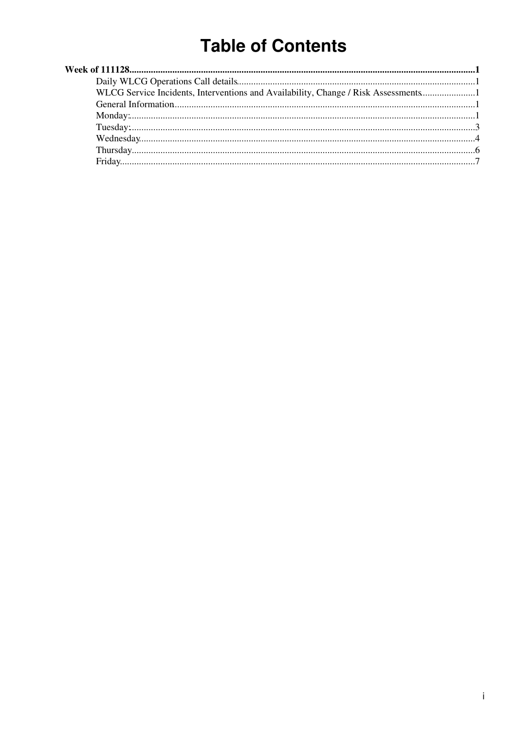# Table of Contents

**Week of 111128**...........................................................................................................................................1

- Daily WLCG Operations Call details...................................................................................................1
- WLCG Service Incidents, Interventions and Availability, Change / Risk Assessments......................1
- General Information............................................................................................................................1
- Monday:...............................................................................................................................................1
- Tuesday:..............................................................................................................................................3
- Wednesday...........................................................................................................................................4
- Thursday..............................................................................................................................................6
- Friday...................................................................................................................................................7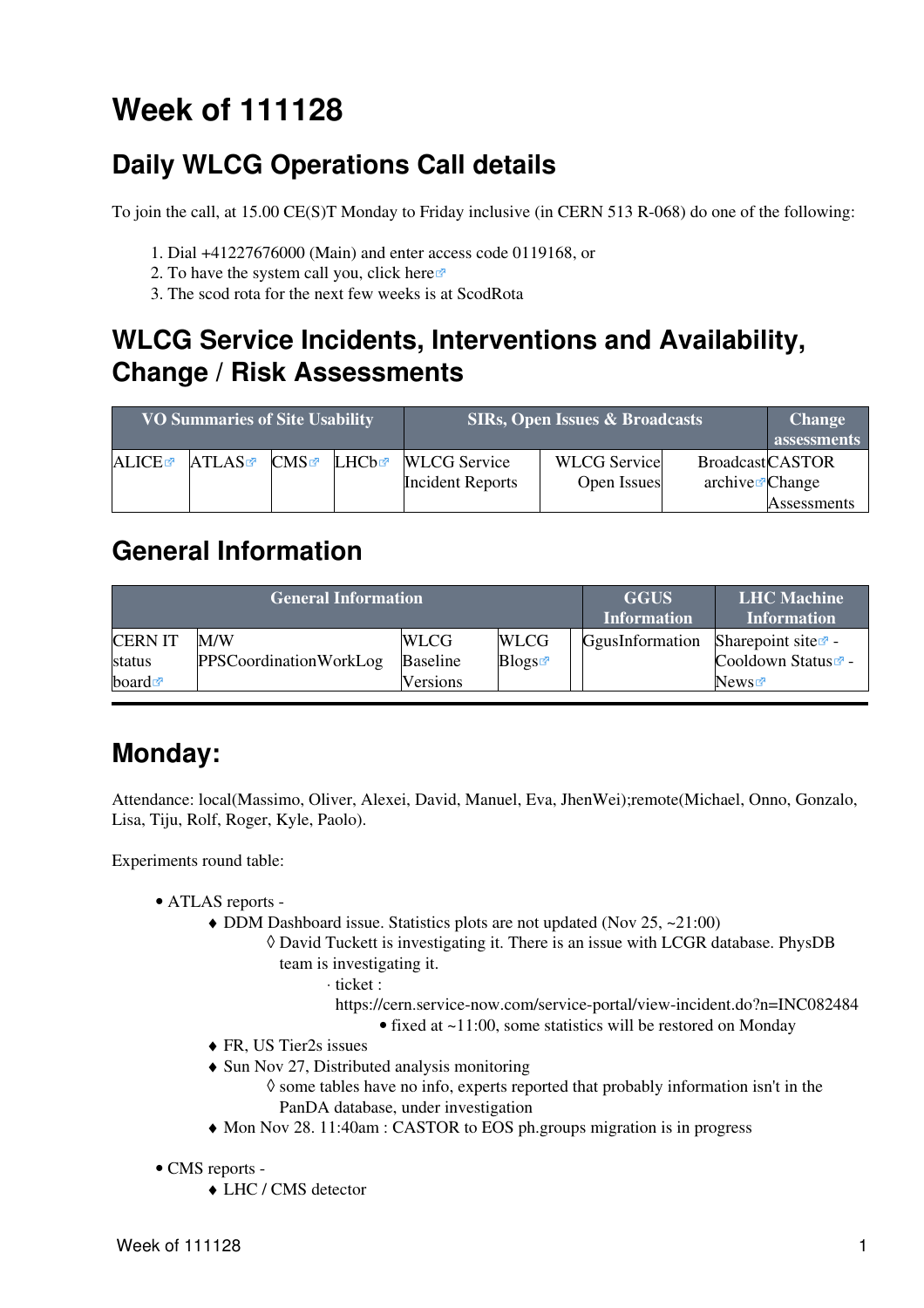# Week of 111128

## Daily WLCG Operations Call details

To join the call, at 15.00 CE(S)T Monday to Friday inclusive (in CERN 513 R-068) do one of the following:

1. Dial +41227676000 (Main) and enter access code 0119168, or
2. To have the system call you, click here
3. The scod rota for the next few weeks is at ScodRota

## WLCG Service Incidents, Interventions and Availability, Change / Risk Assessments

| VO Summaries of Site Usability | | | | SIRs, Open Issues & Broadcasts | | | Change assessments |
|---|---|---|---|---|---|---|---|
| ALICE | ATLAS | CMS | LHCb | WLCG Service Incident Reports | WLCG Service Open Issues | Broadcast archive | CASTOR Change Assessments |

## General Information

| General Information | | | | | GGUS Information | LHC Machine Information |
|---|---|---|---|---|---|---|
| CERN IT status board | M/W PPSCoordinationWorkLog | WLCG Baseline Versions | WLCG Blogs | | GgusInformation | Sharepoint site - Cooldown Status - News |

---

## Monday:

Attendance: local(Massimo, Oliver, Alexei, David, Manuel, Eva, JhenWei);remote(Michael, Onno, Gonzalo, Lisa, Tiju, Rolf, Roger, Kyle, Paolo).

Experiments round table:

- ATLAS reports -
  - DDM Dashboard issue. Statistics plots are not updated (Nov 25, ~21:00)
    - David Tuckett is investigating it. There is an issue with LCGR database. PhysDB team is investigating it.
      - ticket : https://cern.service-now.com/service-portal/view-incident.do?n=INC082484
        - fixed at ~11:00, some statistics will be restored on Monday
  - FR, US Tier2s issues
  - Sun Nov 27, Distributed analysis monitoring
    - some tables have no info, experts reported that probably information isn't in the PanDA database, under investigation
  - Mon Nov 28. 11:40am : CASTOR to EOS ph.groups migration is in progress

- CMS reports -
  - LHC / CMS detector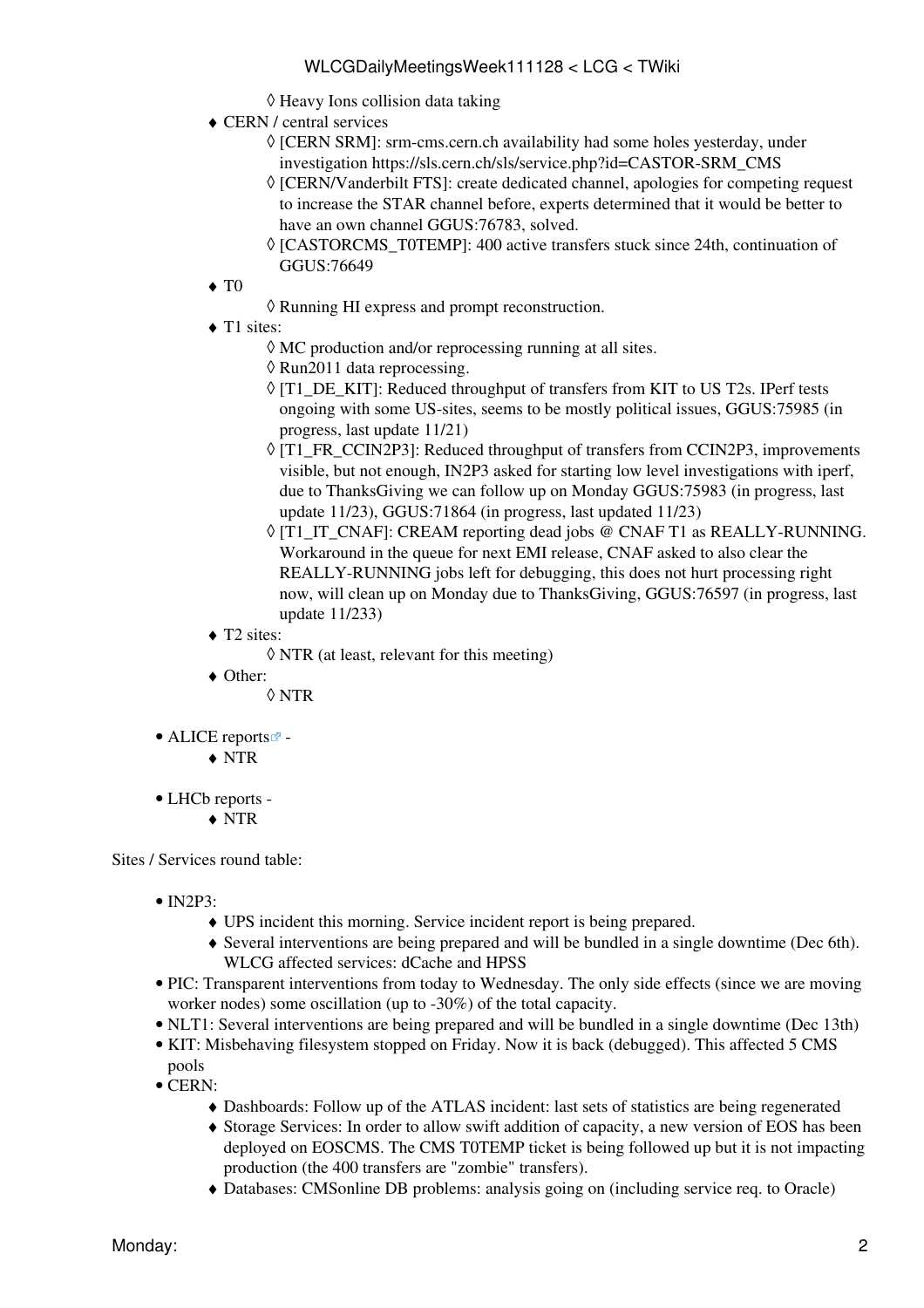- Heavy Ions collision data taking
    - CERN / central services
        - [CERN SRM]: srm-cms.cern.ch availability had some holes yesterday, under investigation https://sls.cern.ch/sls/service.php?id=CASTOR-SRM_CMS
        - [CERN/Vanderbilt FTS]: create dedicated channel, apologies for competing request to increase the STAR channel before, experts determined that it would be better to have an own channel GGUS:76783, solved.
        - [CASTORCMS_T0TEMP]: 400 active transfers stuck since 24th, continuation of GGUS:76649
    - T0
        - Running HI express and prompt reconstruction.
    - T1 sites:
        - MC production and/or reprocessing running at all sites.
        - Run2011 data reprocessing.
        - [T1_DE_KIT]: Reduced throughput of transfers from KIT to US T2s. IPerf tests ongoing with some US-sites, seems to be mostly political issues, GGUS:75985 (in progress, last update 11/21)
        - [T1_FR_CCIN2P3]: Reduced throughput of transfers from CCIN2P3, improvements visible, but not enough, IN2P3 asked for starting low level investigations with iperf, due to ThanksGiving we can follow up on Monday GGUS:75983 (in progress, last update 11/23), GGUS:71864 (in progress, last updated 11/23)
        - [T1_IT_CNAF]: CREAM reporting dead jobs @ CNAF T1 as REALLY-RUNNING. Workaround in the queue for next EMI release, CNAF asked to also clear the REALLY-RUNNING jobs left for debugging, this does not hurt processing right now, will clean up on Monday due to ThanksGiving, GGUS:76597 (in progress, last update 11/233)
    - T2 sites:
        - NTR (at least, relevant for this meeting)
    - Other:
        - NTR

- ALICE reports -
    - NTR

- LHCb reports -
    - NTR

Sites / Services round table:

- IN2P3:
    - UPS incident this morning. Service incident report is being prepared.
    - Several interventions are being prepared and will be bundled in a single downtime (Dec 6th). WLCG affected services: dCache and HPSS
- PIC: Transparent interventions from today to Wednesday. The only side effects (since we are moving worker nodes) some oscillation (up to -30%) of the total capacity.
- NLT1: Several interventions are being prepared and will be bundled in a single downtime (Dec 13th)
- KIT: Misbehaving filesystem stopped on Friday. Now it is back (debugged). This affected 5 CMS pools
- CERN:
    - Dashboards: Follow up of the ATLAS incident: last sets of statistics are being regenerated
    - Storage Services: In order to allow swift addition of capacity, a new version of EOS has been deployed on EOSCMS. The CMS T0TEMP ticket is being followed up but it is not impacting production (the 400 transfers are "zombie" transfers).
    - Databases: CMSonline DB problems: analysis going on (including service req. to Oracle)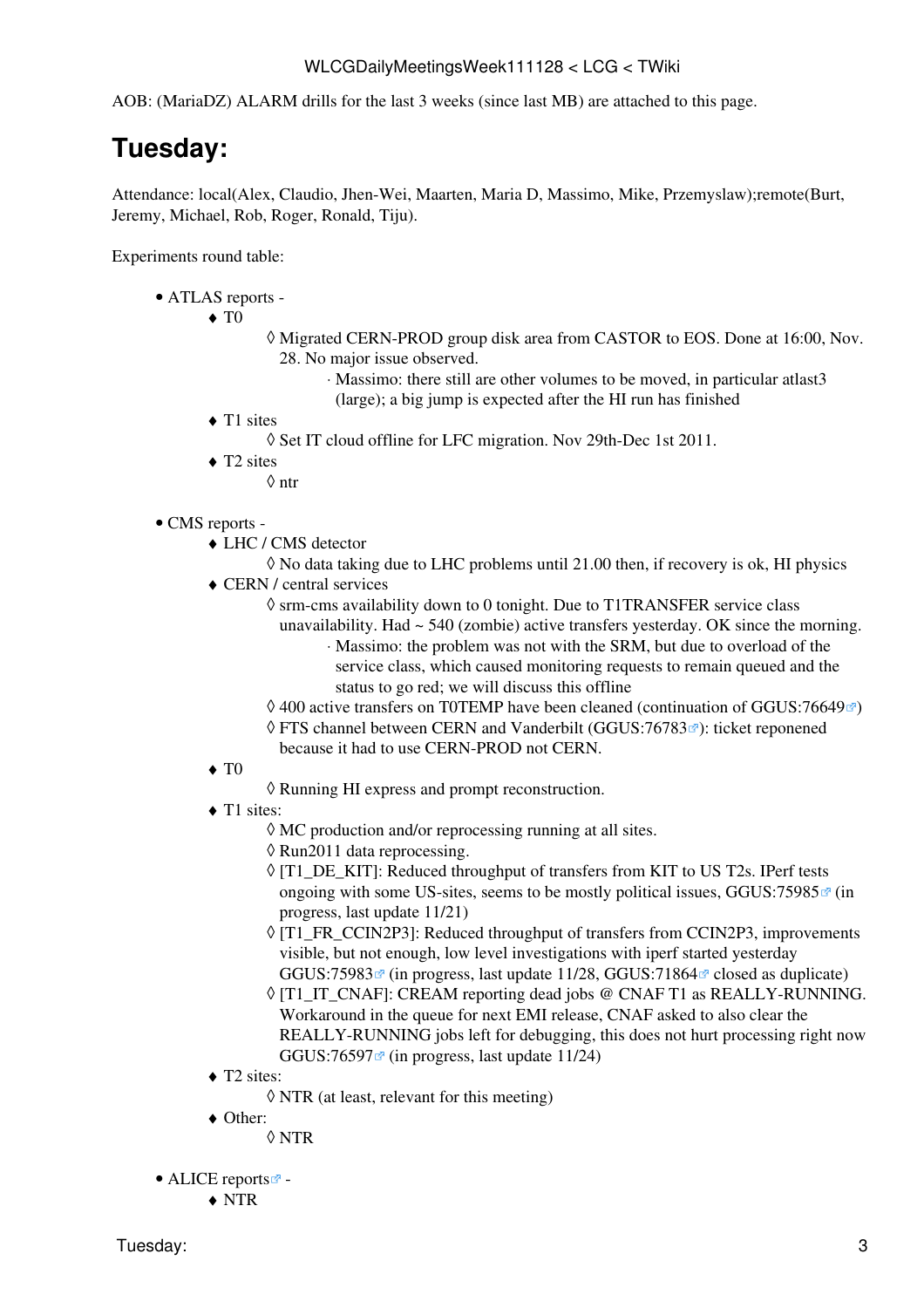AOB: (MariaDZ) ALARM drills for the last 3 weeks (since last MB) are attached to this page.

# Tuesday:

Attendance: local(Alex, Claudio, Jhen-Wei, Maarten, Maria D, Massimo, Mike, Przemyslaw);remote(Burt, Jeremy, Michael, Rob, Roger, Ronald, Tiju).

Experiments round table:

- ATLAS reports -
  - T0
    - Migrated CERN-PROD group disk area from CASTOR to EOS. Done at 16:00, Nov. 28. No major issue observed.
      - Massimo: there still are other volumes to be moved, in particular atlast3 (large); a big jump is expected after the HI run has finished
  - T1 sites
    - Set IT cloud offline for LFC migration. Nov 29th-Dec 1st 2011.
  - T2 sites
    - ntr

- CMS reports -
  - LHC / CMS detector
    - No data taking due to LHC problems until 21.00 then, if recovery is ok, HI physics
  - CERN / central services
    - srm-cms availability down to 0 tonight. Due to T1TRANSFER service class unavailability. Had ~ 540 (zombie) active transfers yesterday. OK since the morning.
      - Massimo: the problem was not with the SRM, but due to overload of the service class, which caused monitoring requests to remain queued and the status to go red; we will discuss this offline
    - 400 active transfers on T0TEMP have been cleaned (continuation of GGUS:76649)
    - FTS channel between CERN and Vanderbilt (GGUS:76783): ticket reponened because it had to use CERN-PROD not CERN.
  - T0
    - Running HI express and prompt reconstruction.
  - T1 sites:
    - MC production and/or reprocessing running at all sites.
    - Run2011 data reprocessing.
    - [T1_DE_KIT]: Reduced throughput of transfers from KIT to US T2s. IPerf tests ongoing with some US-sites, seems to be mostly political issues, GGUS:75985 (in progress, last update 11/21)
    - [T1_FR_CCIN2P3]: Reduced throughput of transfers from CCIN2P3, improvements visible, but not enough, low level investigations with iperf started yesterday GGUS:75983 (in progress, last update 11/28, GGUS:71864 closed as duplicate)
    - [T1_IT_CNAF]: CREAM reporting dead jobs @ CNAF T1 as REALLY-RUNNING. Workaround in the queue for next EMI release, CNAF asked to also clear the REALLY-RUNNING jobs left for debugging, this does not hurt processing right now GGUS:76597 (in progress, last update 11/24)
  - T2 sites:
    - NTR (at least, relevant for this meeting)
  - Other:
    - NTR

- ALICE reports -
  - NTR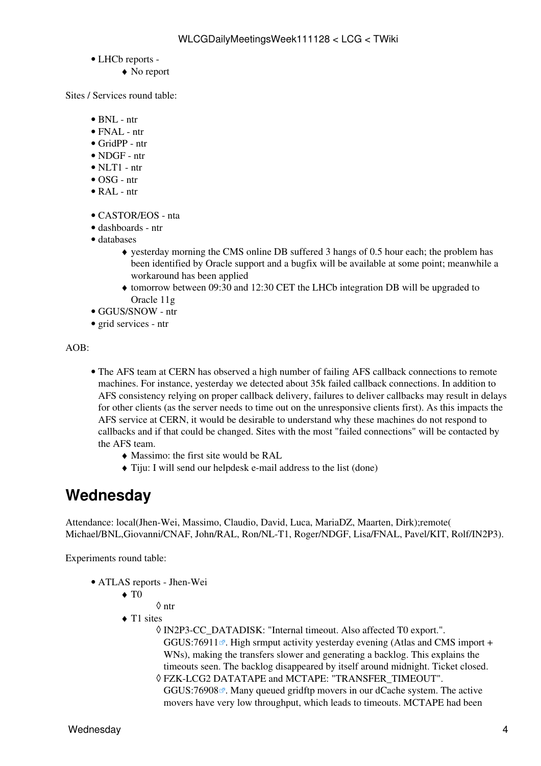- LHCb reports -
    - No report

Sites / Services round table:

- BNL - ntr
- FNAL - ntr
- GridPP - ntr
- NDGF - ntr
- NLT1 - ntr
- OSG - ntr
- RAL - ntr

- CASTOR/EOS - nta
- dashboards - ntr
- databases
    - yesterday morning the CMS online DB suffered 3 hangs of 0.5 hour each; the problem has been identified by Oracle support and a bugfix will be available at some point; meanwhile a workaround has been applied
    - tomorrow between 09:30 and 12:30 CET the LHCb integration DB will be upgraded to Oracle 11g
- GGUS/SNOW - ntr
- grid services - ntr

AOB:

- The AFS team at CERN has observed a high number of failing AFS callback connections to remote machines. For instance, yesterday we detected about 35k failed callback connections. In addition to AFS consistency relying on proper callback delivery, failures to deliver callbacks may result in delays for other clients (as the server needs to time out on the unresponsive clients first). As this impacts the AFS service at CERN, it would be desirable to understand why these machines do not respond to callbacks and if that could be changed. Sites with the most "failed connections" will be contacted by the AFS team.
    - Massimo: the first site would be RAL
    - Tiju: I will send our helpdesk e-mail address to the list (done)

# Wednesday

Attendance: local(Jhen-Wei, Massimo, Claudio, David, Luca, MariaDZ, Maarten, Dirk);remote( Michael/BNL,Giovanni/CNAF, John/RAL, Ron/NL-T1, Roger/NDGF, Lisa/FNAL, Pavel/KIT, Rolf/IN2P3).

Experiments round table:

- ATLAS reports - Jhen-Wei
    - T0
        - ntr
    - T1 sites
        - IN2P3-CC_DATADISK: "Internal timeout. Also affected T0 export.". GGUS:76911. High srmput activity yesterday evening (Atlas and CMS import + WNs), making the transfers slower and generating a backlog. This explains the timeouts seen. The backlog disappeared by itself around midnight. Ticket closed.
        - FZK-LCG2 DATATAPE and MCTAPE: "TRANSFER_TIMEOUT". GGUS:76908. Many queued gridftp movers in our dCache system. The active movers have very low throughput, which leads to timeouts. MCTAPE had been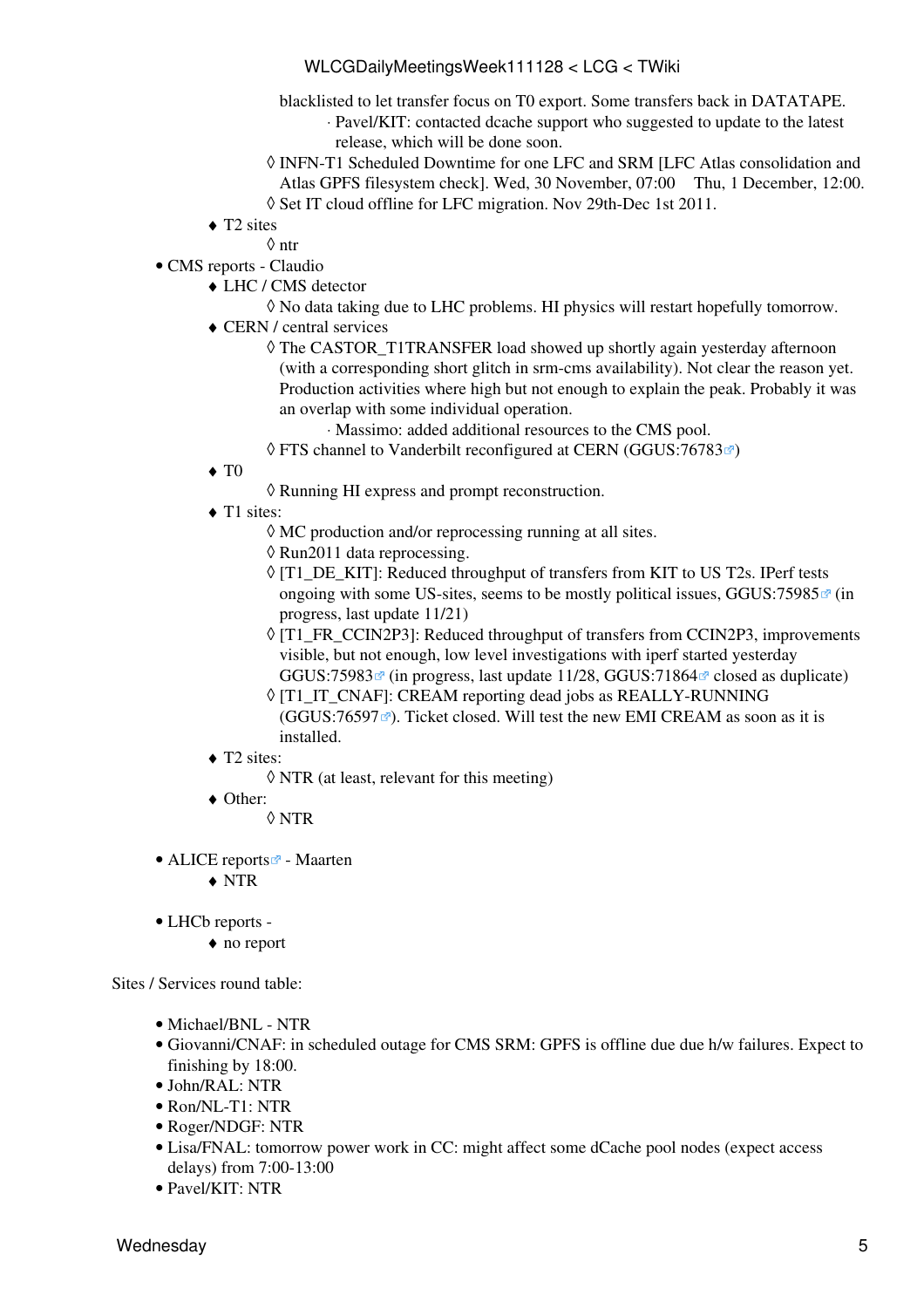blacklisted to let transfer focus on T0 export. Some transfers back in DATATAPE.
                                    - Pavel/KIT: contacted dcache support who suggested to update to the latest release, which will be done soon.
                - INFN-T1 Scheduled Downtime for one LFC and SRM [LFC Atlas consolidation and Atlas GPFS filesystem check]. Wed, 30 November, 07:00    Thu, 1 December, 12:00.
                - Set IT cloud offline for LFC migration. Nov 29th-Dec 1st 2011.
        - T2 sites
            - ntr
- CMS reports - Claudio
    - LHC / CMS detector
        - No data taking due to LHC problems. HI physics will restart hopefully tomorrow.
    - CERN / central services
        - The CASTOR_T1TRANSFER load showed up shortly again yesterday afternoon (with a corresponding short glitch in srm-cms availability). Not clear the reason yet. Production activities where high but not enough to explain the peak. Probably it was an overlap with some individual operation.
            - Massimo: added additional resources to the CMS pool.
        - FTS channel to Vanderbilt reconfigured at CERN (GGUS:76783)
    - T0
        - Running HI express and prompt reconstruction.
    - T1 sites:
        - MC production and/or reprocessing running at all sites.
        - Run2011 data reprocessing.
        - [T1_DE_KIT]: Reduced throughput of transfers from KIT to US T2s. IPerf tests ongoing with some US-sites, seems to be mostly political issues, GGUS:75985 (in progress, last update 11/21)
        - [T1_FR_CCIN2P3]: Reduced throughput of transfers from CCIN2P3, improvements visible, but not enough, low level investigations with iperf started yesterday GGUS:75983 (in progress, last update 11/28, GGUS:71864 closed as duplicate)
        - [T1_IT_CNAF]: CREAM reporting dead jobs as REALLY-RUNNING (GGUS:76597). Ticket closed. Will test the new EMI CREAM as soon as it is installed.
    - T2 sites:
        - NTR (at least, relevant for this meeting)
    - Other:
        - NTR

- ALICE reports - Maarten
    - NTR

- LHCb reports -
    - no report

Sites / Services round table:

- Michael/BNL - NTR
- Giovanni/CNAF: in scheduled outage for CMS SRM: GPFS is offline due due h/w failures. Expect to finishing by 18:00.
- John/RAL: NTR
- Ron/NL-T1: NTR
- Roger/NDGF: NTR
- Lisa/FNAL: tomorrow power work in CC: might affect some dCache pool nodes (expect access delays) from 7:00-13:00
- Pavel/KIT: NTR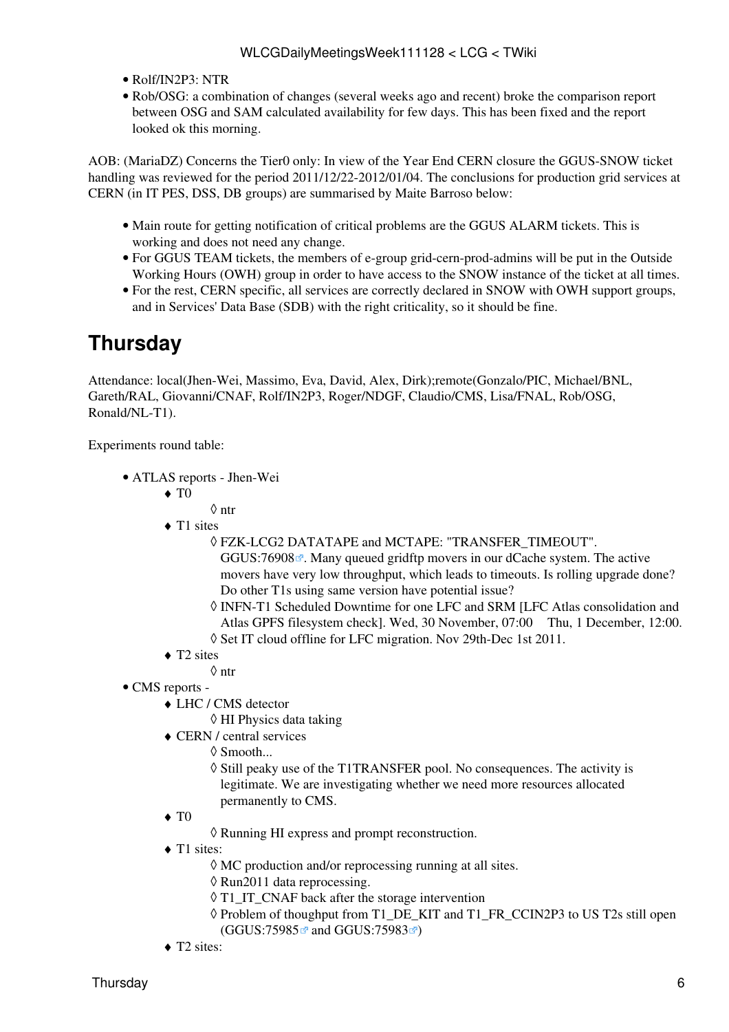- Rolf/IN2P3: NTR
- Rob/OSG: a combination of changes (several weeks ago and recent) broke the comparison report between OSG and SAM calculated availability for few days. This has been fixed and the report looked ok this morning.

AOB: (MariaDZ) Concerns the Tier0 only: In view of the Year End CERN closure the GGUS-SNOW ticket handling was reviewed for the period 2011/12/22-2012/01/04. The conclusions for production grid services at CERN (in IT PES, DSS, DB groups) are summarised by Maite Barroso below:

- Main route for getting notification of critical problems are the GGUS ALARM tickets. This is working and does not need any change.
- For GGUS TEAM tickets, the members of e-group grid-cern-prod-admins will be put in the Outside Working Hours (OWH) group in order to have access to the SNOW instance of the ticket at all times.
- For the rest, CERN specific, all services are correctly declared in SNOW with OWH support groups, and in Services' Data Base (SDB) with the right criticality, so it should be fine.

# Thursday

Attendance: local(Jhen-Wei, Massimo, Eva, David, Alex, Dirk);remote(Gonzalo/PIC, Michael/BNL, Gareth/RAL, Giovanni/CNAF, Rolf/IN2P3, Roger/NDGF, Claudio/CMS, Lisa/FNAL, Rob/OSG, Ronald/NL-T1).

Experiments round table:

- ATLAS reports - Jhen-Wei
  - T0
    - ntr
  - T1 sites
    - FZK-LCG2 DATATAPE and MCTAPE: "TRANSFER_TIMEOUT". GGUS:76908. Many queued gridftp movers in our dCache system. The active movers have very low throughput, which leads to timeouts. Is rolling upgrade done? Do other T1s using same version have potential issue?
    - INFN-T1 Scheduled Downtime for one LFC and SRM [LFC Atlas consolidation and Atlas GPFS filesystem check]. Wed, 30 November, 07:00 Thu, 1 December, 12:00.
    - Set IT cloud offline for LFC migration. Nov 29th-Dec 1st 2011.
  - T2 sites
    - ntr
- CMS reports -
  - LHC / CMS detector
    - HI Physics data taking
  - CERN / central services
    - Smooth...
    - Still peaky use of the T1TRANSFER pool. No consequences. The activity is legitimate. We are investigating whether we need more resources allocated permanently to CMS.
  - T0
    - Running HI express and prompt reconstruction.
  - T1 sites:
    - MC production and/or reprocessing running at all sites.
    - Run2011 data reprocessing.
    - T1_IT_CNAF back after the storage intervention
    - Problem of thoughput from T1_DE_KIT and T1_FR_CCIN2P3 to US T2s still open (GGUS:75985 and GGUS:75983)
  - T2 sites: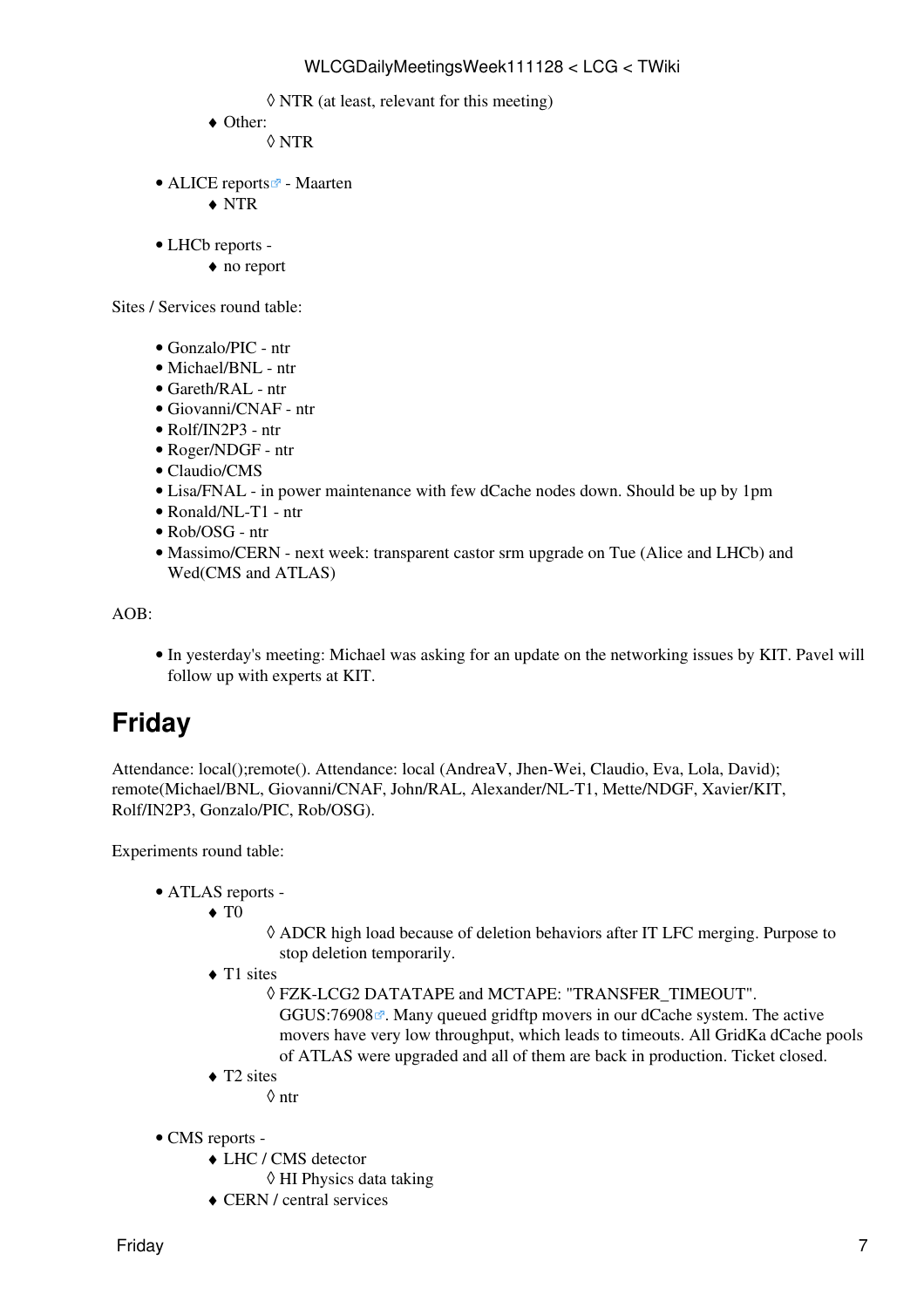- NTR (at least, relevant for this meeting)
        - Other:
            - NTR

- ALICE reports - Maarten
    - NTR

- LHCb reports -
    - no report

Sites / Services round table:

- Gonzalo/PIC - ntr
- Michael/BNL - ntr
- Gareth/RAL - ntr
- Giovanni/CNAF - ntr
- Rolf/IN2P3 - ntr
- Roger/NDGF - ntr
- Claudio/CMS
- Lisa/FNAL - in power maintenance with few dCache nodes down. Should be up by 1pm
- Ronald/NL-T1 - ntr
- Rob/OSG - ntr
- Massimo/CERN - next week: transparent castor srm upgrade on Tue (Alice and LHCb) and Wed(CMS and ATLAS)

AOB:

- In yesterday's meeting: Michael was asking for an update on the networking issues by KIT. Pavel will follow up with experts at KIT.

## Friday

Attendance: local();remote(). Attendance: local (AndreaV, Jhen-Wei, Claudio, Eva, Lola, David); remote(Michael/BNL, Giovanni/CNAF, John/RAL, Alexander/NL-T1, Mette/NDGF, Xavier/KIT, Rolf/IN2P3, Gonzalo/PIC, Rob/OSG).

Experiments round table:

- ATLAS reports -
    - T0
        - ADCR high load because of deletion behaviors after IT LFC merging. Purpose to stop deletion temporarily.
    - T1 sites
        - FZK-LCG2 DATATAPE and MCTAPE: "TRANSFER_TIMEOUT". GGUS:76908. Many queued gridftp movers in our dCache system. The active movers have very low throughput, which leads to timeouts. All GridKa dCache pools of ATLAS were upgraded and all of them are back in production. Ticket closed.
    - T2 sites
        - ntr

- CMS reports -
    - LHC / CMS detector
        - HI Physics data taking
    - CERN / central services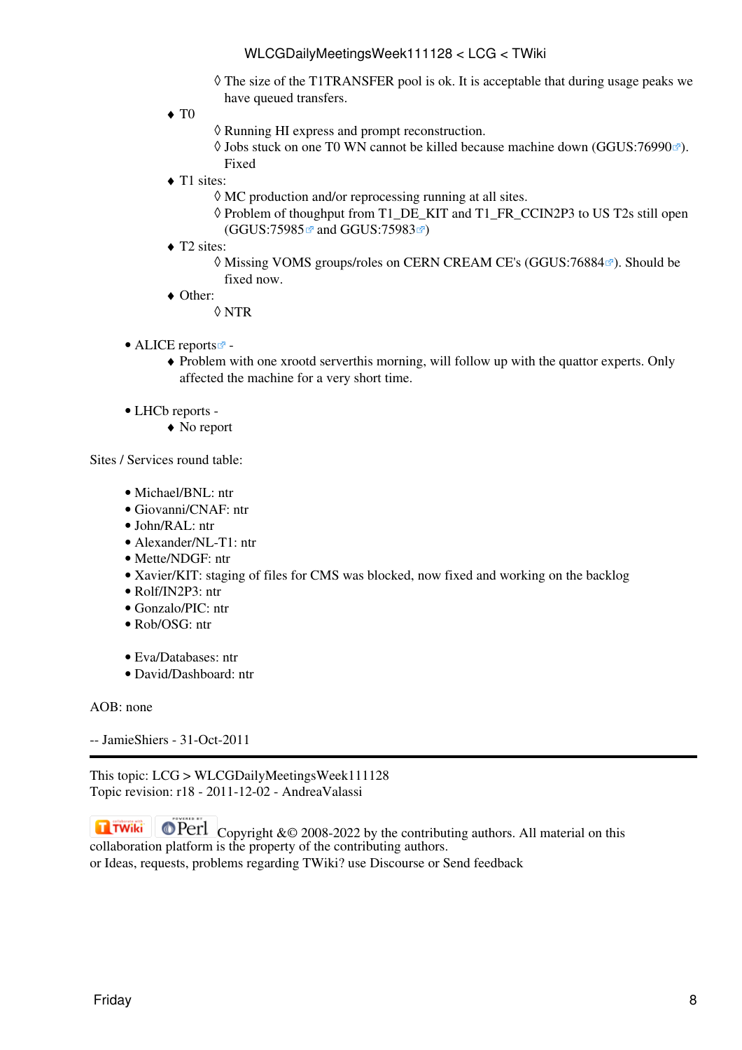- The size of the T1TRANSFER pool is ok. It is acceptable that during usage peaks we have queued transfers.
        - T0
            - Running HI express and prompt reconstruction.
            - Jobs stuck on one T0 WN cannot be killed because machine down (GGUS:76990). Fixed
        - T1 sites:
            - MC production and/or reprocessing running at all sites.
            - Problem of thoughput from T1_DE_KIT and T1_FR_CCIN2P3 to US T2s still open (GGUS:75985 and GGUS:75983)
        - T2 sites:
            - Missing VOMS groups/roles on CERN CREAM CE's (GGUS:76884). Should be fixed now.
        - Other:
            - NTR

- ALICE reports -
    - Problem with one xrootd serverthis morning, will follow up with the quattor experts. Only affected the machine for a very short time.

- LHCb reports -
    - No report

Sites / Services round table:

- Michael/BNL: ntr
- Giovanni/CNAF: ntr
- John/RAL: ntr
- Alexander/NL-T1: ntr
- Mette/NDGF: ntr
- Xavier/KIT: staging of files for CMS was blocked, now fixed and working on the backlog
- Rolf/IN2P3: ntr
- Gonzalo/PIC: ntr
- Rob/OSG: ntr

- Eva/Databases: ntr
- David/Dashboard: ntr

AOB: none

-- JamieShiers - 31-Oct-2011

---

This topic: LCG > WLCGDailyMeetingsWeek111128
Topic revision: r18 - 2011-12-02 - AndreaValassi

Copyright &© 2008-2022 by the contributing authors. All material on this collaboration platform is the property of the contributing authors.
or Ideas, requests, problems regarding TWiki? use Discourse or Send feedback